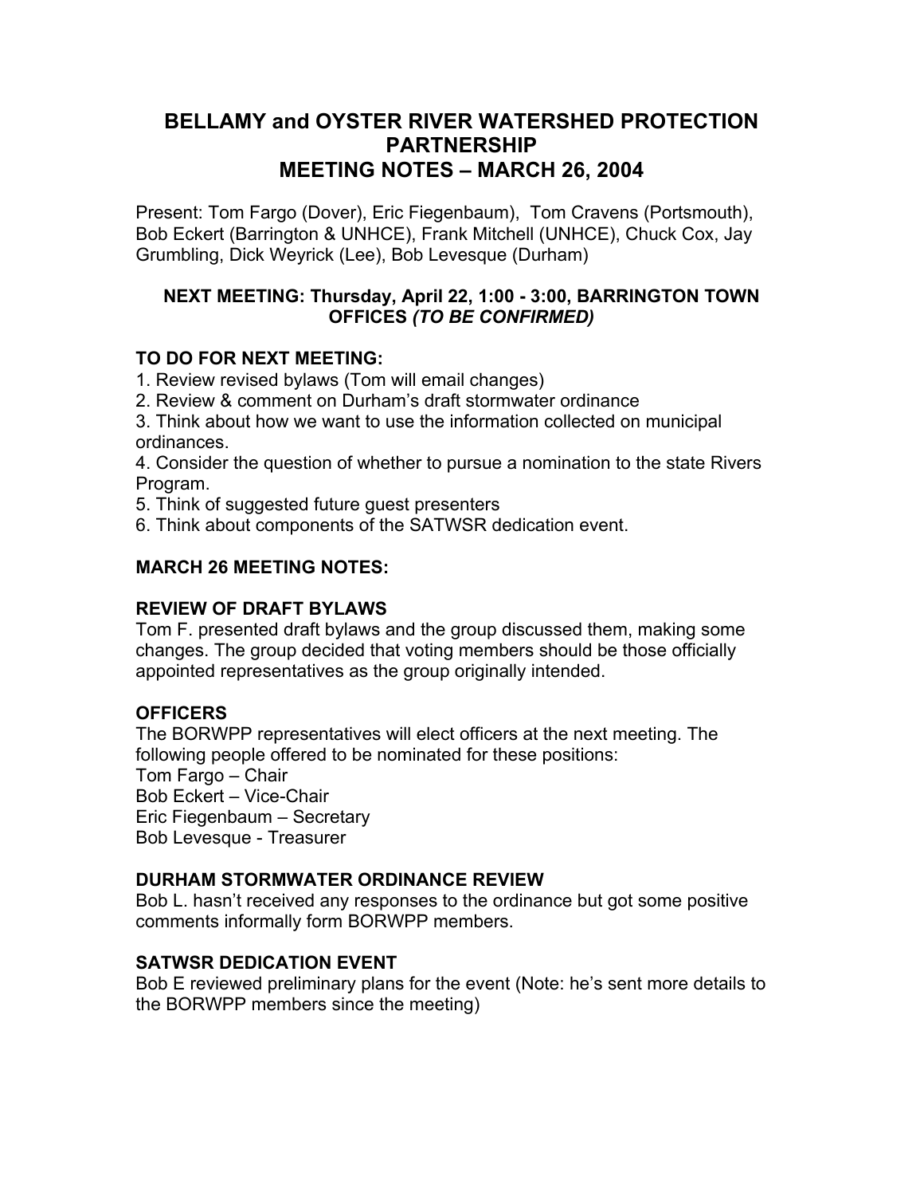# BELLAMY and OYSTER RIVER WATERSHED PROTECTION PARTNERSHIP
# MEETING NOTES – MARCH 26, 2004

Present: Tom Fargo (Dover), Eric Fiegenbaum), Tom Cravens (Portsmouth), Bob Eckert (Barrington & UNHCE), Frank Mitchell (UNHCE), Chuck Cox, Jay Grumbling, Dick Weyrick (Lee), Bob Levesque (Durham)

**NEXT MEETING: Thursday, April 22, 1:00 - 3:00, BARRINGTON TOWN OFFICES *(TO BE CONFIRMED)***

### TO DO FOR NEXT MEETING:

1. Review revised bylaws (Tom will email changes)
2. Review & comment on Durham's draft stormwater ordinance
3. Think about how we want to use the information collected on municipal ordinances.
4. Consider the question of whether to pursue a nomination to the state Rivers Program.
5. Think of suggested future guest presenters
6. Think about components of the SATWSR dedication event.

### MARCH 26 MEETING NOTES:

### REVIEW OF DRAFT BYLAWS

Tom F. presented draft bylaws and the group discussed them, making some changes. The group decided that voting members should be those officially appointed representatives as the group originally intended.

### OFFICERS

The BORWPP representatives will elect officers at the next meeting. The following people offered to be nominated for these positions:
Tom Fargo – Chair
Bob Eckert – Vice-Chair
Eric Fiegenbaum – Secretary
Bob Levesque - Treasurer

### DURHAM STORMWATER ORDINANCE REVIEW

Bob L. hasn't received any responses to the ordinance but got some positive comments informally form BORWPP members.

### SATWSR DEDICATION EVENT

Bob E reviewed preliminary plans for the event (Note: he's sent more details to the BORWPP members since the meeting)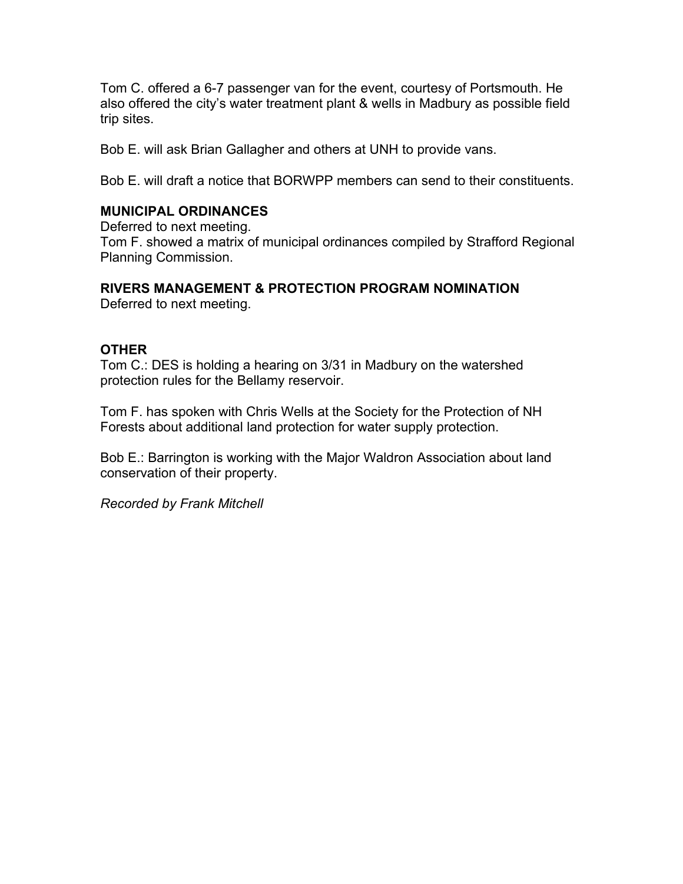Tom C. offered a 6-7 passenger van for the event, courtesy of Portsmouth. He also offered the city's water treatment plant & wells in Madbury as possible field trip sites.

Bob E. will ask Brian Gallagher and others at UNH to provide vans.

Bob E. will draft a notice that BORWPP members can send to their constituents.

**MUNICIPAL ORDINANCES**

Deferred to next meeting.
Tom F. showed a matrix of municipal ordinances compiled by Strafford Regional Planning Commission.

**RIVERS MANAGEMENT & PROTECTION PROGRAM NOMINATION**

Deferred to next meeting.

**OTHER**

Tom C.: DES is holding a hearing on 3/31 in Madbury on the watershed protection rules for the Bellamy reservoir.

Tom F. has spoken with Chris Wells at the Society for the Protection of NH Forests about additional land protection for water supply protection.

Bob E.: Barrington is working with the Major Waldron Association about land conservation of their property.

*Recorded by Frank Mitchell*